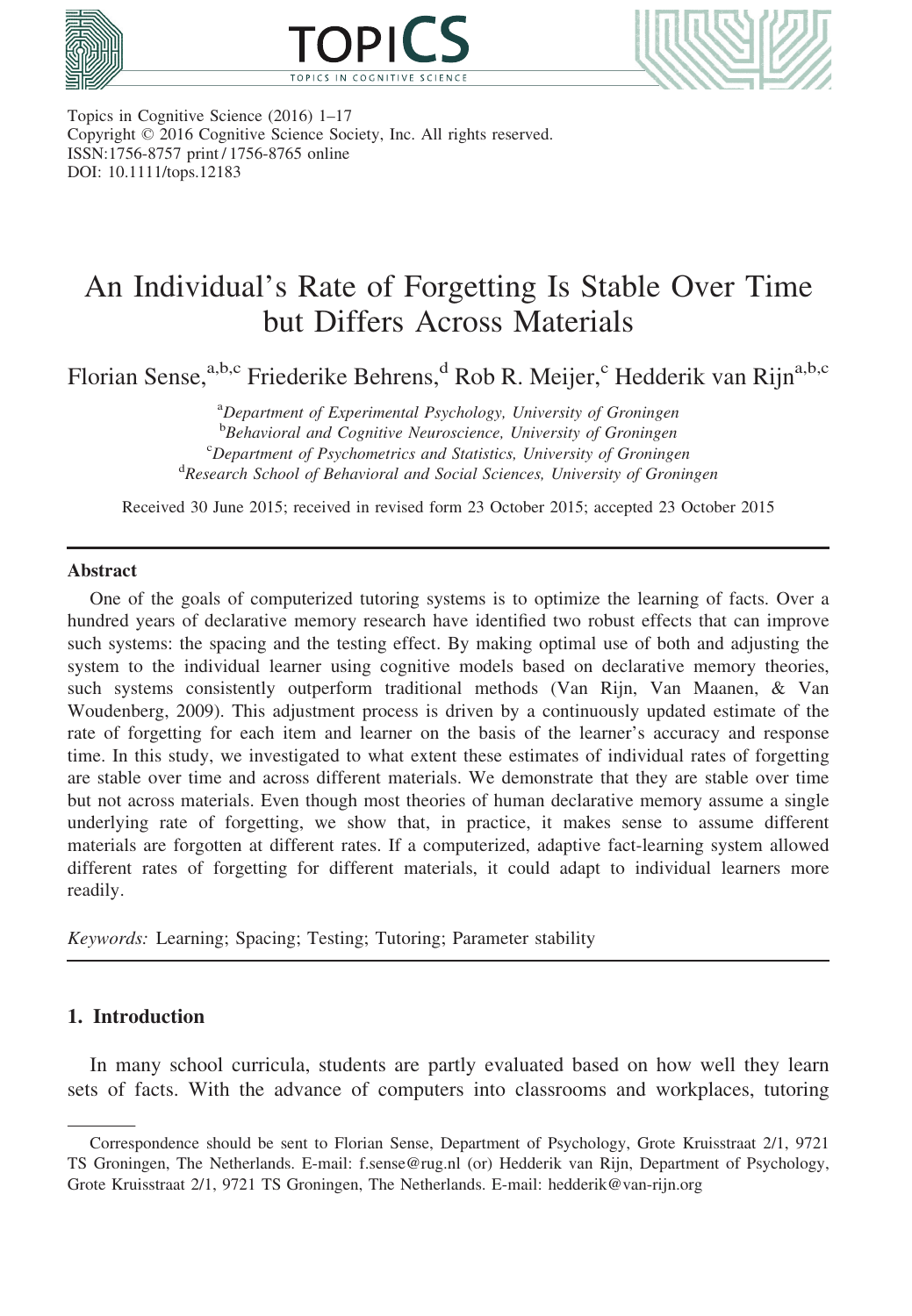Topics in Cognitive Science (2016) 1–17
Copyright © 2016 Cognitive Science Society, Inc. All rights reserved.
ISSN:1756-8757 print / 1756-8765 online
DOI: 10.1111/tops.12183

# An Individual's Rate of Forgetting Is Stable Over Time but Differs Across Materials

Florian Sense,[a,b,c] Friederike Behrens,[d] Rob R. Meijer,[c] Hedderik van Rijn[a,b,c]

[a]*Department of Experimental Psychology, University of Groningen*
[b]*Behavioral and Cognitive Neuroscience, University of Groningen*
[c]*Department of Psychometrics and Statistics, University of Groningen*
[d]*Research School of Behavioral and Social Sciences, University of Groningen*

Received 30 June 2015; received in revised form 23 October 2015; accepted 23 October 2015

## Abstract

One of the goals of computerized tutoring systems is to optimize the learning of facts. Over a hundred years of declarative memory research have identified two robust effects that can improve such systems: the spacing and the testing effect. By making optimal use of both and adjusting the system to the individual learner using cognitive models based on declarative memory theories, such systems consistently outperform traditional methods (Van Rijn, Van Maanen, & Van Woudenberg, 2009). This adjustment process is driven by a continuously updated estimate of the rate of forgetting for each item and learner on the basis of the learner's accuracy and response time. In this study, we investigated to what extent these estimates of individual rates of forgetting are stable over time and across different materials. We demonstrate that they are stable over time but not across materials. Even though most theories of human declarative memory assume a single underlying rate of forgetting, we show that, in practice, it makes sense to assume different materials are forgotten at different rates. If a computerized, adaptive fact-learning system allowed different rates of forgetting for different materials, it could adapt to individual learners more readily.

*Keywords:* Learning; Spacing; Testing; Tutoring; Parameter stability

## 1. Introduction

In many school curricula, students are partly evaluated based on how well they learn sets of facts. With the advance of computers into classrooms and workplaces, tutoring

---

Correspondence should be sent to Florian Sense, Department of Psychology, Grote Kruisstraat 2/1, 9721 TS Groningen, The Netherlands. E-mail: f.sense@rug.nl (or) Hedderik van Rijn, Department of Psychology, Grote Kruisstraat 2/1, 9721 TS Groningen, The Netherlands. E-mail: hedderik@van-rijn.org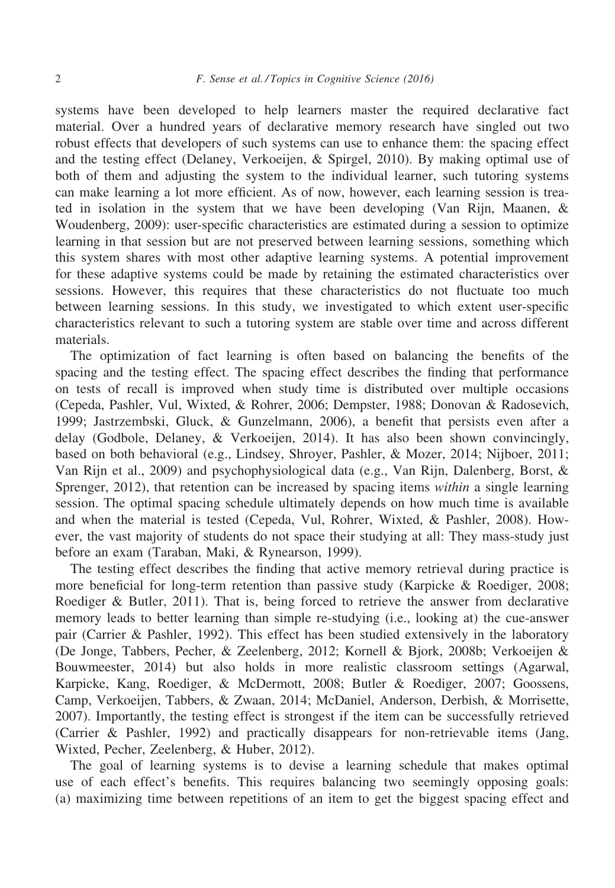systems have been developed to help learners master the required declarative fact material. Over a hundred years of declarative memory research have singled out two robust effects that developers of such systems can use to enhance them: the spacing effect and the testing effect (Delaney, Verkoeijen, & Spirgel, 2010). By making optimal use of both of them and adjusting the system to the individual learner, such tutoring systems can make learning a lot more efficient. As of now, however, each learning session is treated in isolation in the system that we have been developing (Van Rijn, Maanen, & Woudenberg, 2009): user-specific characteristics are estimated during a session to optimize learning in that session but are not preserved between learning sessions, something which this system shares with most other adaptive learning systems. A potential improvement for these adaptive systems could be made by retaining the estimated characteristics over sessions. However, this requires that these characteristics do not fluctuate too much between learning sessions. In this study, we investigated to which extent user-specific characteristics relevant to such a tutoring system are stable over time and across different materials.

The optimization of fact learning is often based on balancing the benefits of the spacing and the testing effect. The spacing effect describes the finding that performance on tests of recall is improved when study time is distributed over multiple occasions (Cepeda, Pashler, Vul, Wixted, & Rohrer, 2006; Dempster, 1988; Donovan & Radosevich, 1999; Jastrzembski, Gluck, & Gunzelmann, 2006), a benefit that persists even after a delay (Godbole, Delaney, & Verkoeijen, 2014). It has also been shown convincingly, based on both behavioral (e.g., Lindsey, Shroyer, Pashler, & Mozer, 2014; Nijboer, 2011; Van Rijn et al., 2009) and psychophysiological data (e.g., Van Rijn, Dalenberg, Borst, & Sprenger, 2012), that retention can be increased by spacing items *within* a single learning session. The optimal spacing schedule ultimately depends on how much time is available and when the material is tested (Cepeda, Vul, Rohrer, Wixted, & Pashler, 2008). However, the vast majority of students do not space their studying at all: They mass-study just before an exam (Taraban, Maki, & Rynearson, 1999).

The testing effect describes the finding that active memory retrieval during practice is more beneficial for long-term retention than passive study (Karpicke & Roediger, 2008; Roediger & Butler, 2011). That is, being forced to retrieve the answer from declarative memory leads to better learning than simple re-studying (i.e., looking at) the cue-answer pair (Carrier & Pashler, 1992). This effect has been studied extensively in the laboratory (De Jonge, Tabbers, Pecher, & Zeelenberg, 2012; Kornell & Bjork, 2008b; Verkoeijen & Bouwmeester, 2014) but also holds in more realistic classroom settings (Agarwal, Karpicke, Kang, Roediger, & McDermott, 2008; Butler & Roediger, 2007; Goossens, Camp, Verkoeijen, Tabbers, & Zwaan, 2014; McDaniel, Anderson, Derbish, & Morrisette, 2007). Importantly, the testing effect is strongest if the item can be successfully retrieved (Carrier & Pashler, 1992) and practically disappears for non-retrievable items (Jang, Wixted, Pecher, Zeelenberg, & Huber, 2012).

The goal of learning systems is to devise a learning schedule that makes optimal use of each effect's benefits. This requires balancing two seemingly opposing goals: (a) maximizing time between repetitions of an item to get the biggest spacing effect and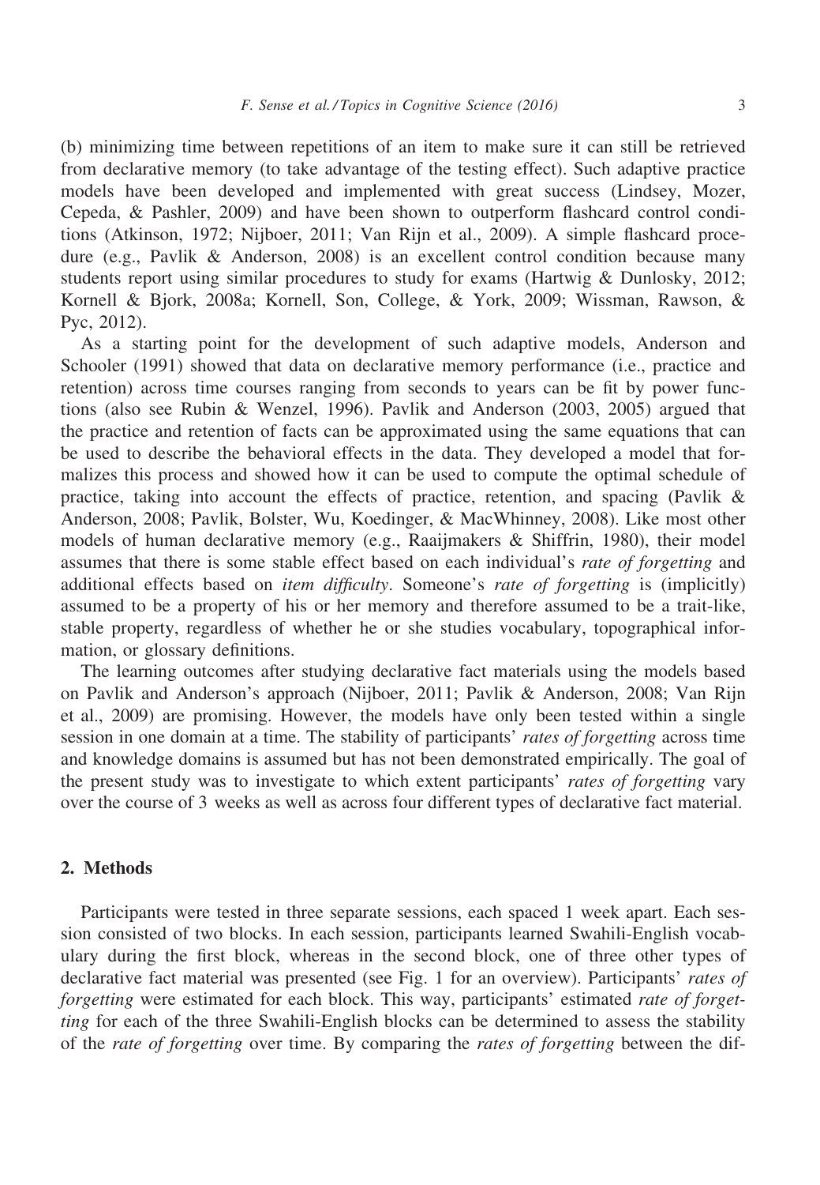(b) minimizing time between repetitions of an item to make sure it can still be retrieved from declarative memory (to take advantage of the testing effect). Such adaptive practice models have been developed and implemented with great success (Lindsey, Mozer, Cepeda, & Pashler, 2009) and have been shown to outperform flashcard control conditions (Atkinson, 1972; Nijboer, 2011; Van Rijn et al., 2009). A simple flashcard procedure (e.g., Pavlik & Anderson, 2008) is an excellent control condition because many students report using similar procedures to study for exams (Hartwig & Dunlosky, 2012; Kornell & Bjork, 2008a; Kornell, Son, College, & York, 2009; Wissman, Rawson, & Pyc, 2012).

As a starting point for the development of such adaptive models, Anderson and Schooler (1991) showed that data on declarative memory performance (i.e., practice and retention) across time courses ranging from seconds to years can be fit by power functions (also see Rubin & Wenzel, 1996). Pavlik and Anderson (2003, 2005) argued that the practice and retention of facts can be approximated using the same equations that can be used to describe the behavioral effects in the data. They developed a model that formalizes this process and showed how it can be used to compute the optimal schedule of practice, taking into account the effects of practice, retention, and spacing (Pavlik & Anderson, 2008; Pavlik, Bolster, Wu, Koedinger, & MacWhinney, 2008). Like most other models of human declarative memory (e.g., Raaijmakers & Shiffrin, 1980), their model assumes that there is some stable effect based on each individual's *rate of forgetting* and additional effects based on *item difficulty*. Someone's *rate of forgetting* is (implicitly) assumed to be a property of his or her memory and therefore assumed to be a trait-like, stable property, regardless of whether he or she studies vocabulary, topographical information, or glossary definitions.

The learning outcomes after studying declarative fact materials using the models based on Pavlik and Anderson's approach (Nijboer, 2011; Pavlik & Anderson, 2008; Van Rijn et al., 2009) are promising. However, the models have only been tested within a single session in one domain at a time. The stability of participants' *rates of forgetting* across time and knowledge domains is assumed but has not been demonstrated empirically. The goal of the present study was to investigate to which extent participants' *rates of forgetting* vary over the course of 3 weeks as well as across four different types of declarative fact material.

## 2. Methods

Participants were tested in three separate sessions, each spaced 1 week apart. Each session consisted of two blocks. In each session, participants learned Swahili-English vocabulary during the first block, whereas in the second block, one of three other types of declarative fact material was presented (see Fig. 1 for an overview). Participants' *rates of forgetting* were estimated for each block. This way, participants' estimated *rate of forgetting* for each of the three Swahili-English blocks can be determined to assess the stability of the *rate of forgetting* over time. By comparing the *rates of forgetting* between the dif-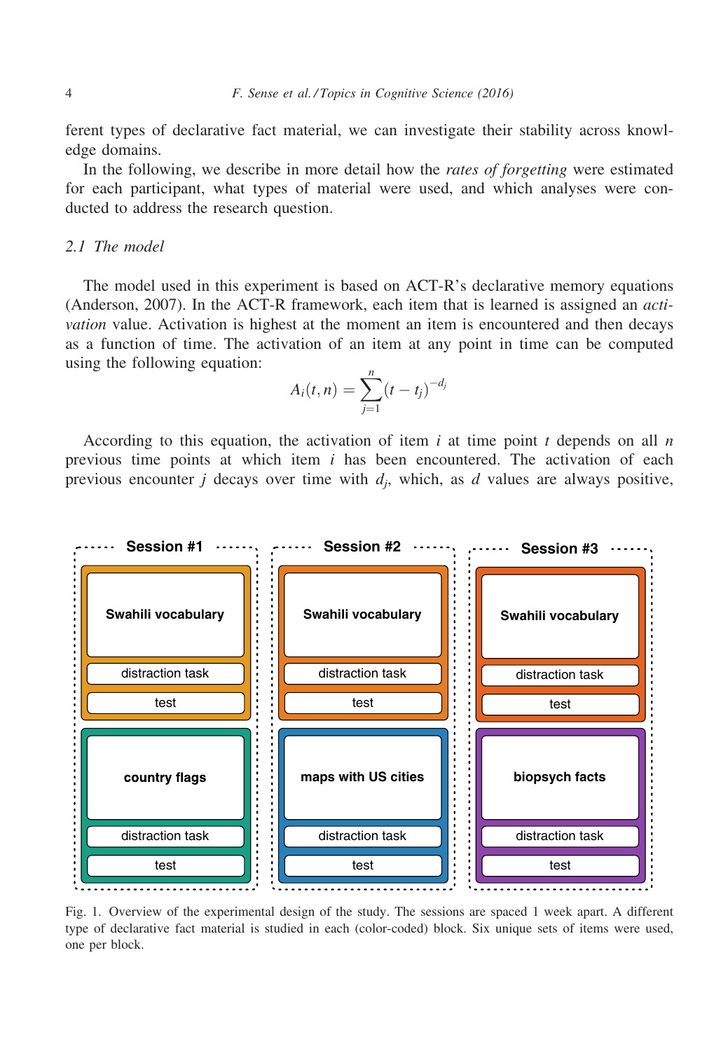ferent types of declarative fact material, we can investigate their stability across knowledge domains.

In the following, we describe in more detail how the *rates of forgetting* were estimated for each participant, what types of material were used, and which analyses were conducted to address the research question.

### 2.1 The model

The model used in this experiment is based on ACT-R's declarative memory equations (Anderson, 2007). In the ACT-R framework, each item that is learned is assigned an *activation* value. Activation is highest at the moment an item is encountered and then decays as a function of time. The activation of an item at any point in time can be computed using the following equation:

$$A_i(t,n) = \sum_{j=1}^{n} (t - t_j)^{-d_j}$$

According to this equation, the activation of item $i$ at time point $t$ depends on all $n$ previous time points at which item $i$ has been encountered. The activation of each previous encounter $j$ decays over time with $d_j$, which, as $d$ values are always positive,

Fig. 1. Overview of the experimental design of the study. The sessions are spaced 1 week apart. A different type of declarative fact material is studied in each (color-coded) block. Six unique sets of items were used, one per block.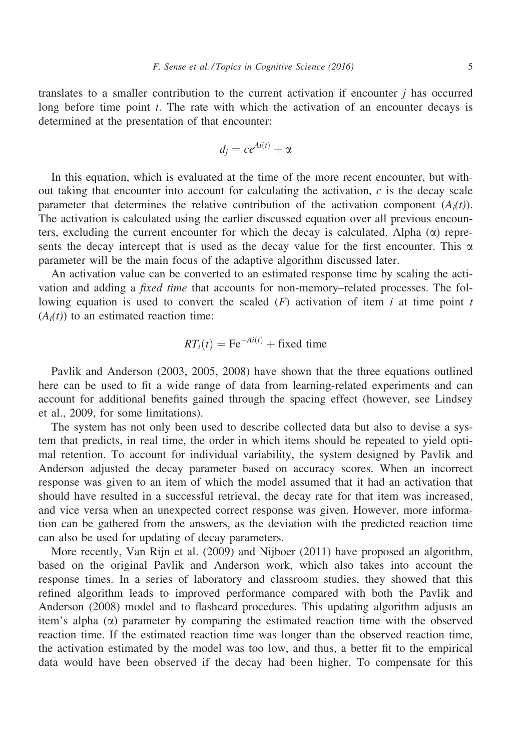translates to a smaller contribution to the current activation if encounter $j$ has occurred long before time point $t$. The rate with which the activation of an encounter decays is determined at the presentation of that encounter:

$$d_j = ce^{Ai(t)} + \alpha$$

In this equation, which is evaluated at the time of the more recent encounter, but without taking that encounter into account for calculating the activation, $c$ is the decay scale parameter that determines the relative contribution of the activation component ($A_i(t)$). The activation is calculated using the earlier discussed equation over all previous encounters, excluding the current encounter for which the decay is calculated. Alpha ($\alpha$) represents the decay intercept that is used as the decay value for the first encounter. This $\alpha$ parameter will be the main focus of the adaptive algorithm discussed later.

An activation value can be converted to an estimated response time by scaling the activation and adding a *fixed time* that accounts for non-memory–related processes. The following equation is used to convert the scaled ($F$) activation of item $i$ at time point $t$ ($A_i(t)$) to an estimated reaction time:

$$RT_i(t) = \mathrm{F}e^{-Ai(t)} + \text{fixed time}$$

Pavlik and Anderson (2003, 2005, 2008) have shown that the three equations outlined here can be used to fit a wide range of data from learning-related experiments and can account for additional benefits gained through the spacing effect (however, see Lindsey et al., 2009, for some limitations).

The system has not only been used to describe collected data but also to devise a system that predicts, in real time, the order in which items should be repeated to yield optimal retention. To account for individual variability, the system designed by Pavlik and Anderson adjusted the decay parameter based on accuracy scores. When an incorrect response was given to an item of which the model assumed that it had an activation that should have resulted in a successful retrieval, the decay rate for that item was increased, and vice versa when an unexpected correct response was given. However, more information can be gathered from the answers, as the deviation with the predicted reaction time can also be used for updating of decay parameters.

More recently, Van Rijn et al. (2009) and Nijboer (2011) have proposed an algorithm, based on the original Pavlik and Anderson work, which also takes into account the response times. In a series of laboratory and classroom studies, they showed that this refined algorithm leads to improved performance compared with both the Pavlik and Anderson (2008) model and to flashcard procedures. This updating algorithm adjusts an item's alpha ($\alpha$) parameter by comparing the estimated reaction time with the observed reaction time. If the estimated reaction time was longer than the observed reaction time, the activation estimated by the model was too low, and thus, a better fit to the empirical data would have been observed if the decay had been higher. To compensate for this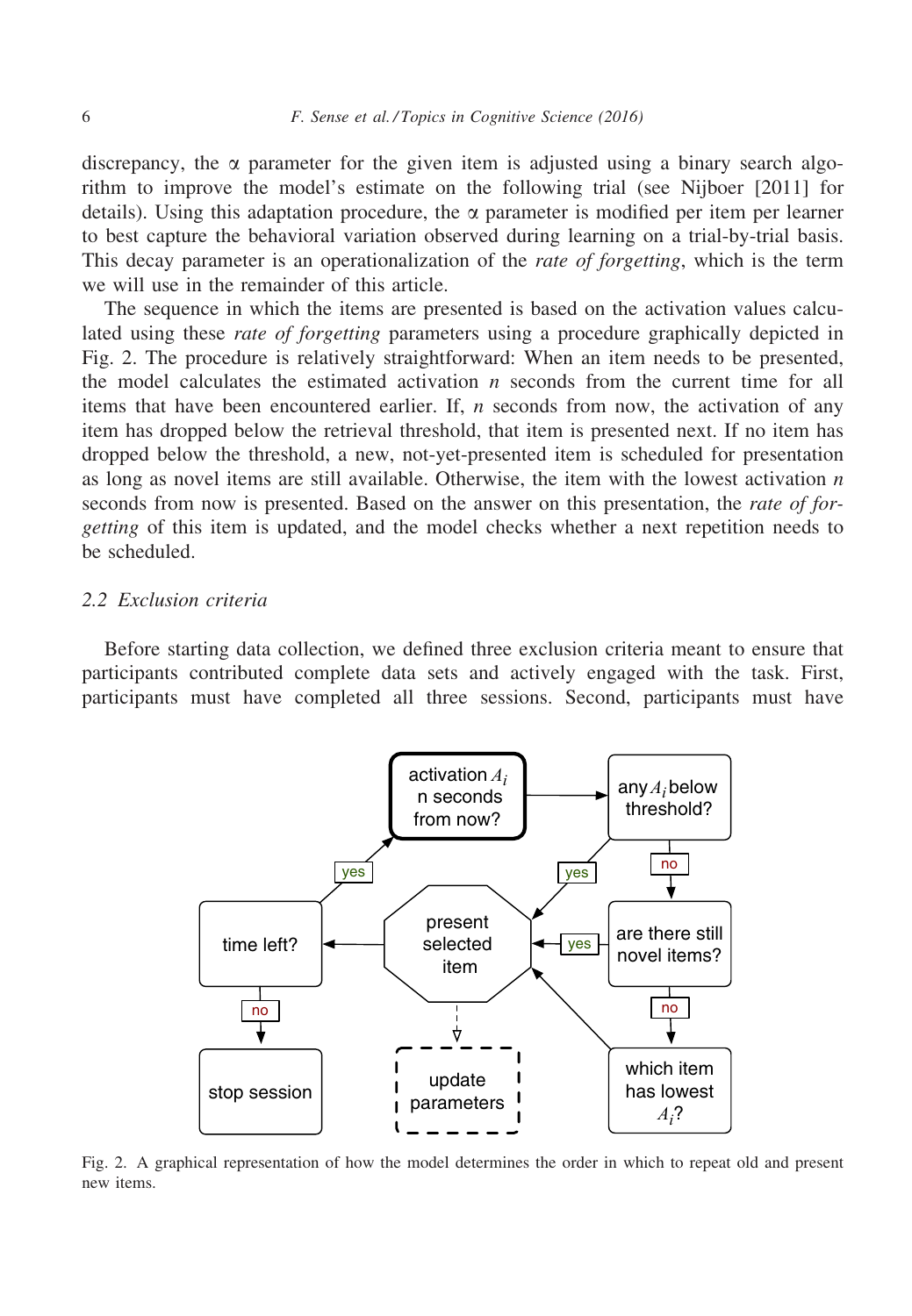discrepancy, the α parameter for the given item is adjusted using a binary search algorithm to improve the model's estimate on the following trial (see Nijboer [2011] for details). Using this adaptation procedure, the α parameter is modified per item per learner to best capture the behavioral variation observed during learning on a trial-by-trial basis. This decay parameter is an operationalization of the *rate of forgetting*, which is the term we will use in the remainder of this article.

The sequence in which the items are presented is based on the activation values calculated using these *rate of forgetting* parameters using a procedure graphically depicted in Fig. 2. The procedure is relatively straightforward: When an item needs to be presented, the model calculates the estimated activation $n$ seconds from the current time for all items that have been encountered earlier. If, $n$ seconds from now, the activation of any item has dropped below the retrieval threshold, that item is presented next. If no item has dropped below the threshold, a new, not-yet-presented item is scheduled for presentation as long as novel items are still available. Otherwise, the item with the lowest activation $n$ seconds from now is presented. Based on the answer on this presentation, the *rate of forgetting* of this item is updated, and the model checks whether a next repetition needs to be scheduled.

### 2.2 Exclusion criteria

Before starting data collection, we defined three exclusion criteria meant to ensure that participants contributed complete data sets and actively engaged with the task. First, participants must have completed all three sessions. Second, participants must have

Fig. 2. A graphical representation of how the model determines the order in which to repeat old and present new items.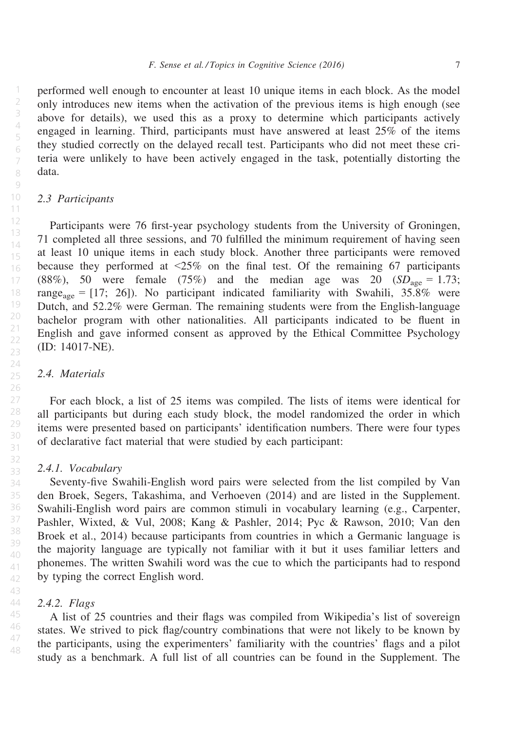performed well enough to encounter at least 10 unique items in each block. As the model only introduces new items when the activation of the previous items is high enough (see above for details), we used this as a proxy to determine which participants actively engaged in learning. Third, participants must have answered at least 25% of the items they studied correctly on the delayed recall test. Participants who did not meet these criteria were unlikely to have been actively engaged in the task, potentially distorting the data.

## 2.3 Participants

Participants were 76 first-year psychology students from the University of Groningen, 71 completed all three sessions, and 70 fulfilled the minimum requirement of having seen at least 10 unique items in each study block. Another three participants were removed because they performed at <25% on the final test. Of the remaining 67 participants (88%), 50 were female (75%) and the median age was 20 ($SD_{age} = 1.73$; $range_{age} = [17; 26]$). No participant indicated familiarity with Swahili, 35.8% were Dutch, and 52.2% were German. The remaining students were from the English-language bachelor program with other nationalities. All participants indicated to be fluent in English and gave informed consent as approved by the Ethical Committee Psychology (ID: 14017-NE).

## 2.4. Materials

For each block, a list of 25 items was compiled. The lists of items were identical for all participants but during each study block, the model randomized the order in which items were presented based on participants' identification numbers. There were four types of declarative fact material that were studied by each participant:

### 2.4.1. Vocabulary

Seventy-five Swahili-English word pairs were selected from the list compiled by Van den Broek, Segers, Takashima, and Verhoeven (2014) and are listed in the Supplement. Swahili-English word pairs are common stimuli in vocabulary learning (e.g., Carpenter, Pashler, Wixted, & Vul, 2008; Kang & Pashler, 2014; Pyc & Rawson, 2010; Van den Broek et al., 2014) because participants from countries in which a Germanic language is the majority language are typically not familiar with it but it uses familiar letters and phonemes. The written Swahili word was the cue to which the participants had to respond by typing the correct English word.

### 2.4.2. Flags

A list of 25 countries and their flags was compiled from Wikipedia's list of sovereign states. We strived to pick flag/country combinations that were not likely to be known by the participants, using the experimenters' familiarity with the countries' flags and a pilot study as a benchmark. A full list of all countries can be found in the Supplement. The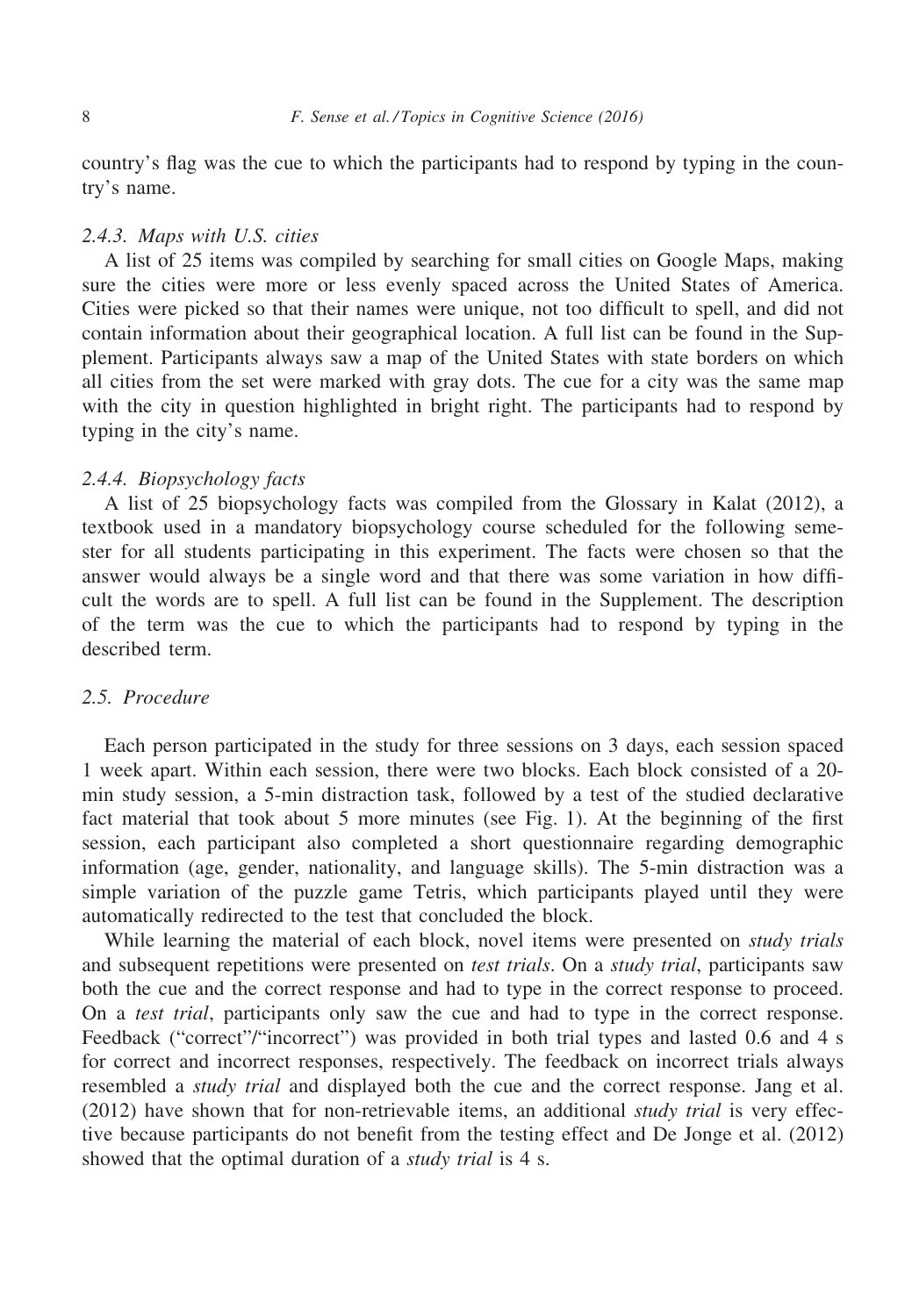country's flag was the cue to which the participants had to respond by typing in the country's name.

### 2.4.3. Maps with U.S. cities

A list of 25 items was compiled by searching for small cities on Google Maps, making sure the cities were more or less evenly spaced across the United States of America. Cities were picked so that their names were unique, not too difficult to spell, and did not contain information about their geographical location. A full list can be found in the Supplement. Participants always saw a map of the United States with state borders on which all cities from the set were marked with gray dots. The cue for a city was the same map with the city in question highlighted in bright right. The participants had to respond by typing in the city's name.

### 2.4.4. Biopsychology facts

A list of 25 biopsychology facts was compiled from the Glossary in Kalat (2012), a textbook used in a mandatory biopsychology course scheduled for the following semester for all students participating in this experiment. The facts were chosen so that the answer would always be a single word and that there was some variation in how difficult the words are to spell. A full list can be found in the Supplement. The description of the term was the cue to which the participants had to respond by typing in the described term.

## 2.5. Procedure

Each person participated in the study for three sessions on 3 days, each session spaced 1 week apart. Within each session, there were two blocks. Each block consisted of a 20-min study session, a 5-min distraction task, followed by a test of the studied declarative fact material that took about 5 more minutes (see Fig. 1). At the beginning of the first session, each participant also completed a short questionnaire regarding demographic information (age, gender, nationality, and language skills). The 5-min distraction was a simple variation of the puzzle game Tetris, which participants played until they were automatically redirected to the test that concluded the block.

While learning the material of each block, novel items were presented on *study trials* and subsequent repetitions were presented on *test trials*. On a *study trial*, participants saw both the cue and the correct response and had to type in the correct response to proceed. On a *test trial*, participants only saw the cue and had to type in the correct response. Feedback ("correct"/"incorrect") was provided in both trial types and lasted 0.6 and 4 s for correct and incorrect responses, respectively. The feedback on incorrect trials always resembled a *study trial* and displayed both the cue and the correct response. Jang et al. (2012) have shown that for non-retrievable items, an additional *study trial* is very effective because participants do not benefit from the testing effect and De Jonge et al. (2012) showed that the optimal duration of a *study trial* is 4 s.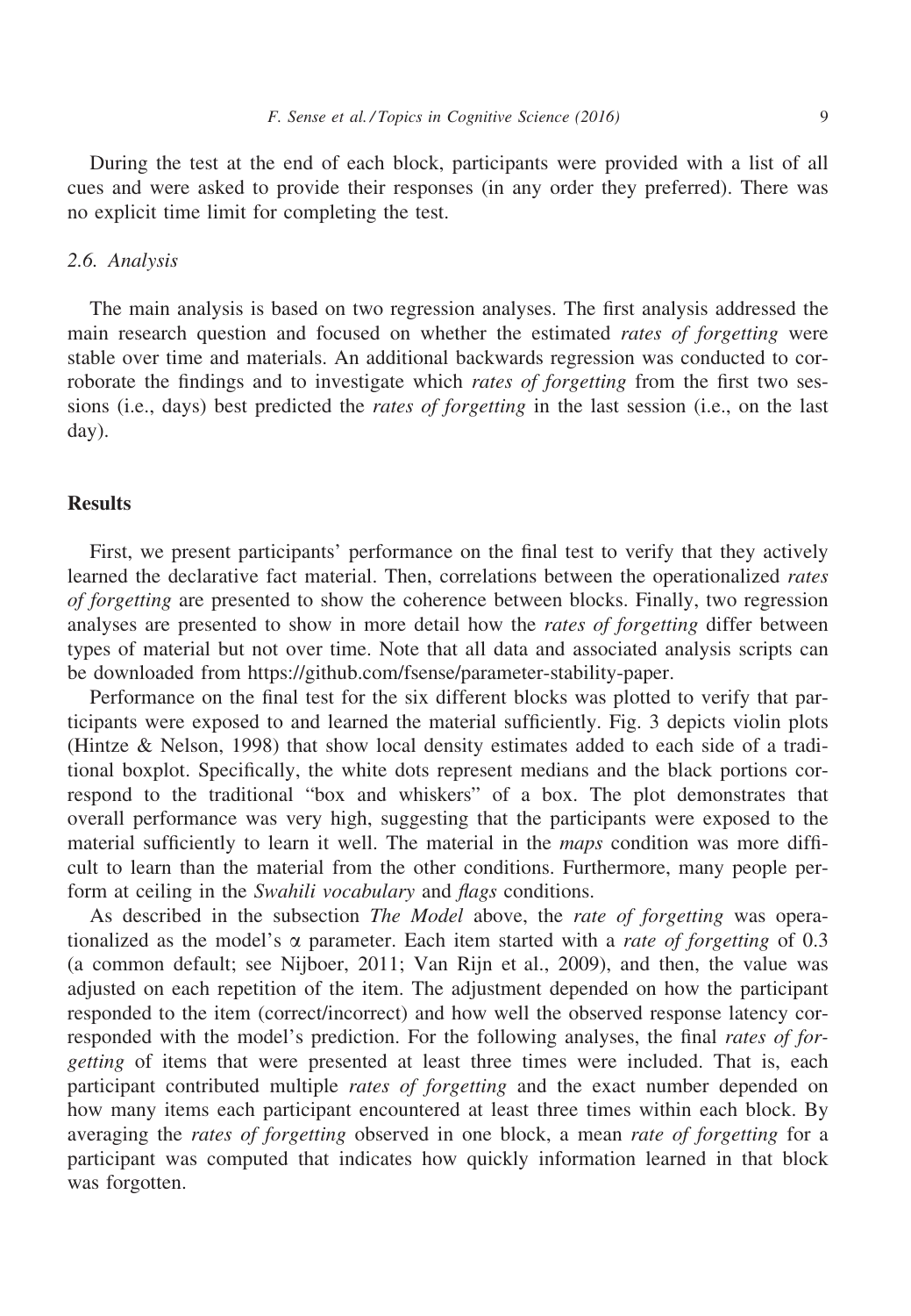During the test at the end of each block, participants were provided with a list of all cues and were asked to provide their responses (in any order they preferred). There was no explicit time limit for completing the test.

### 2.6. Analysis

The main analysis is based on two regression analyses. The first analysis addressed the main research question and focused on whether the estimated *rates of forgetting* were stable over time and materials. An additional backwards regression was conducted to corroborate the findings and to investigate which *rates of forgetting* from the first two sessions (i.e., days) best predicted the *rates of forgetting* in the last session (i.e., on the last day).

## Results

First, we present participants' performance on the final test to verify that they actively learned the declarative fact material. Then, correlations between the operationalized *rates of forgetting* are presented to show the coherence between blocks. Finally, two regression analyses are presented to show in more detail how the *rates of forgetting* differ between types of material but not over time. Note that all data and associated analysis scripts can be downloaded from https://github.com/fsense/parameter-stability-paper.

Performance on the final test for the six different blocks was plotted to verify that participants were exposed to and learned the material sufficiently. Fig. 3 depicts violin plots (Hintze & Nelson, 1998) that show local density estimates added to each side of a traditional boxplot. Specifically, the white dots represent medians and the black portions correspond to the traditional "box and whiskers" of a box. The plot demonstrates that overall performance was very high, suggesting that the participants were exposed to the material sufficiently to learn it well. The material in the *maps* condition was more difficult to learn than the material from the other conditions. Furthermore, many people perform at ceiling in the *Swahili vocabulary* and *flags* conditions.

As described in the subsection *The Model* above, the *rate of forgetting* was operationalized as the model's $\alpha$ parameter. Each item started with a *rate of forgetting* of 0.3 (a common default; see Nijboer, 2011; Van Rijn et al., 2009), and then, the value was adjusted on each repetition of the item. The adjustment depended on how the participant responded to the item (correct/incorrect) and how well the observed response latency corresponded with the model's prediction. For the following analyses, the final *rates of forgetting* of items that were presented at least three times were included. That is, each participant contributed multiple *rates of forgetting* and the exact number depended on how many items each participant encountered at least three times within each block. By averaging the *rates of forgetting* observed in one block, a mean *rate of forgetting* for a participant was computed that indicates how quickly information learned in that block was forgotten.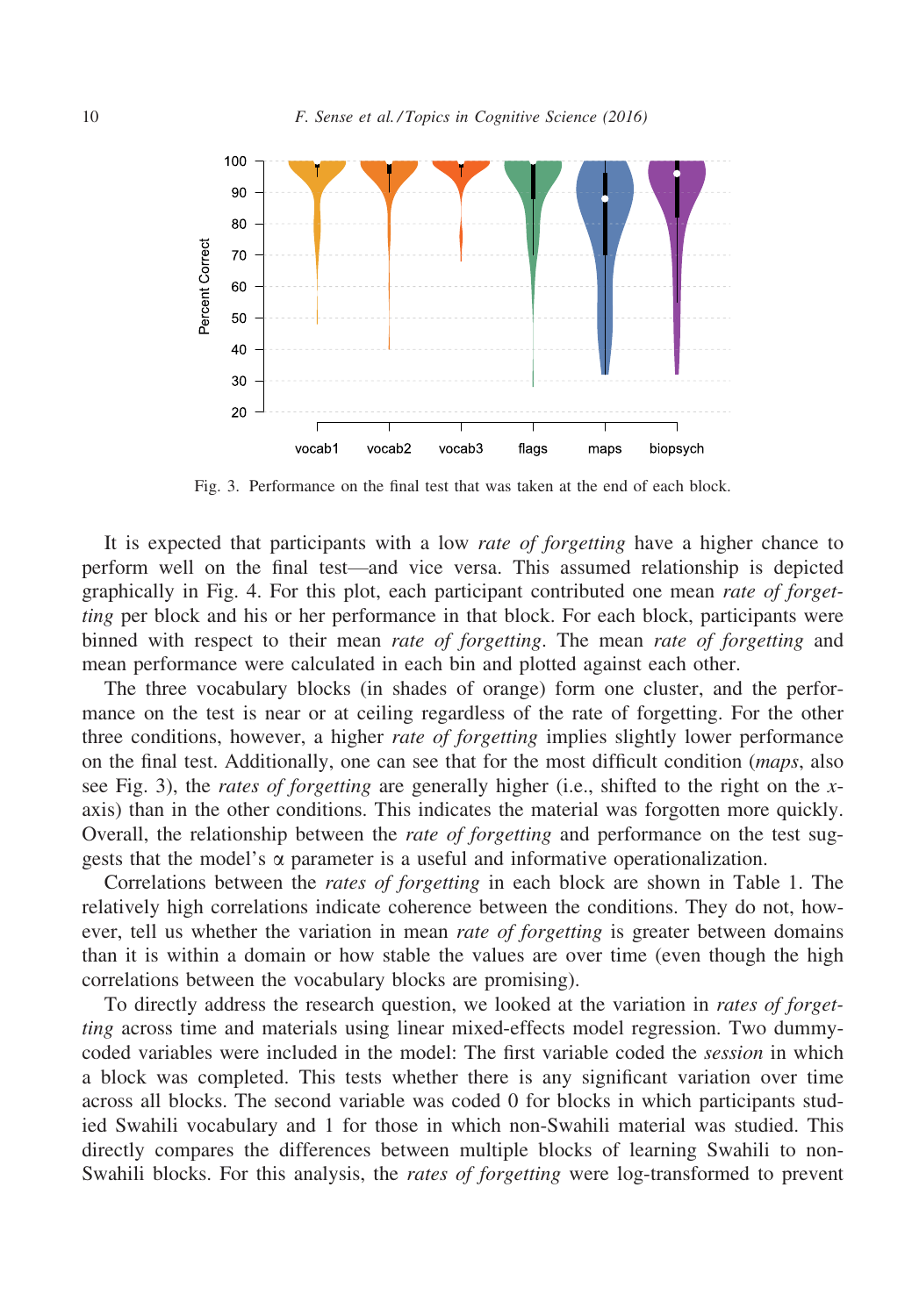Fig. 3. Performance on the final test that was taken at the end of each block.

It is expected that participants with a low *rate of forgetting* have a higher chance to perform well on the final test—and vice versa. This assumed relationship is depicted graphically in Fig. 4. For this plot, each participant contributed one mean *rate of forgetting* per block and his or her performance in that block. For each block, participants were binned with respect to their mean *rate of forgetting*. The mean *rate of forgetting* and mean performance were calculated in each bin and plotted against each other.

The three vocabulary blocks (in shades of orange) form one cluster, and the performance on the test is near or at ceiling regardless of the rate of forgetting. For the other three conditions, however, a higher *rate of forgetting* implies slightly lower performance on the final test. Additionally, one can see that for the most difficult condition (*maps*, also see Fig. 3), the *rates of forgetting* are generally higher (i.e., shifted to the right on the $x$-axis) than in the other conditions. This indicates the material was forgotten more quickly. Overall, the relationship between the *rate of forgetting* and performance on the test suggests that the model's $\alpha$ parameter is a useful and informative operationalization.

Correlations between the *rates of forgetting* in each block are shown in Table 1. The relatively high correlations indicate coherence between the conditions. They do not, however, tell us whether the variation in mean *rate of forgetting* is greater between domains than it is within a domain or how stable the values are over time (even though the high correlations between the vocabulary blocks are promising).

To directly address the research question, we looked at the variation in *rates of forgetting* across time and materials using linear mixed-effects model regression. Two dummy-coded variables were included in the model: The first variable coded the *session* in which a block was completed. This tests whether there is any significant variation over time across all blocks. The second variable was coded 0 for blocks in which participants studied Swahili vocabulary and 1 for those in which non-Swahili material was studied. This directly compares the differences between multiple blocks of learning Swahili to non-Swahili blocks. For this analysis, the *rates of forgetting* were log-transformed to prevent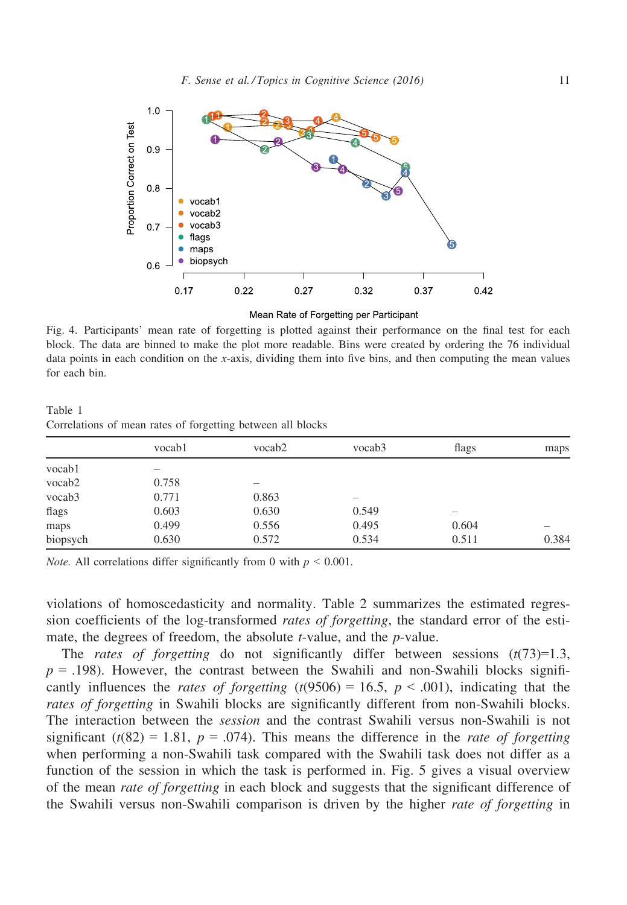Fig. 4. Participants' mean rate of forgetting is plotted against their performance on the final test for each block. The data are binned to make the plot more readable. Bins were created by ordering the 76 individual data points in each condition on the $x$-axis, dividing them into five bins, and then computing the mean values for each bin.

Table 1
Correlations of mean rates of forgetting between all blocks

| | vocab1 | vocab2 | vocab3 | flags | maps |
|---|---|---|---|---|---|
| vocab1 | – | | | | |
| vocab2 | 0.758 | – | | | |
| vocab3 | 0.771 | 0.863 | – | | |
| flags | 0.603 | 0.630 | 0.549 | – | |
| maps | 0.499 | 0.556 | 0.495 | 0.604 | – |
| biopsych | 0.630 | 0.572 | 0.534 | 0.511 | 0.384 |

*Note.* All correlations differ significantly from 0 with $p < 0.001$.

violations of homoscedasticity and normality. Table 2 summarizes the estimated regression coefficients of the log-transformed *rates of forgetting*, the standard error of the estimate, the degrees of freedom, the absolute $t$-value, and the $p$-value.

The *rates of forgetting* do not significantly differ between sessions ($t(73)=1.3$, $p = .198$). However, the contrast between the Swahili and non-Swahili blocks significantly influences the *rates of forgetting* ($t(9506) = 16.5$, $p < .001$), indicating that the *rates of forgetting* in Swahili blocks are significantly different from non-Swahili blocks. The interaction between the *session* and the contrast Swahili versus non-Swahili is not significant ($t(82) = 1.81$, $p = .074$). This means the difference in the *rate of forgetting* when performing a non-Swahili task compared with the Swahili task does not differ as a function of the session in which the task is performed in. Fig. 5 gives a visual overview of the mean *rate of forgetting* in each block and suggests that the significant difference of the Swahili versus non-Swahili comparison is driven by the higher *rate of forgetting* in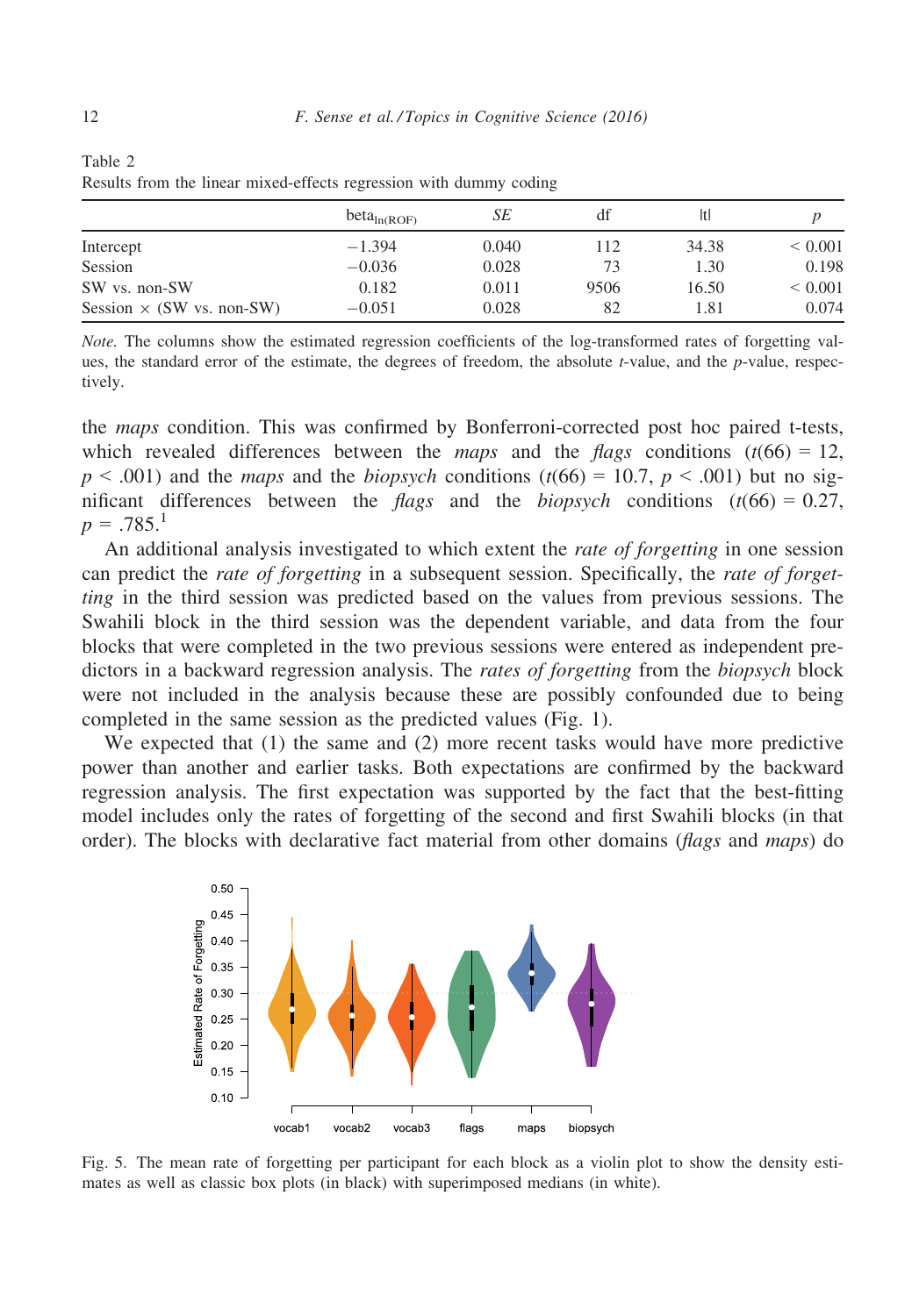Table 2
Results from the linear mixed-effects regression with dummy coding

| | $\text{beta}_{\ln(\text{ROF})}$ | *SE* | df | \|t\| | *p* |
|---|---|---|---|---|---|
| Intercept | −1.394 | 0.040 | 112 | 34.38 | < 0.001 |
| Session | −0.036 | 0.028 | 73 | 1.30 | 0.198 |
| SW vs. non-SW | 0.182 | 0.011 | 9506 | 16.50 | < 0.001 |
| Session × (SW vs. non-SW) | −0.051 | 0.028 | 82 | 1.81 | 0.074 |

*Note.* The columns show the estimated regression coefficients of the log-transformed rates of forgetting values, the standard error of the estimate, the degrees of freedom, the absolute *t*-value, and the *p*-value, respectively.

the *maps* condition. This was confirmed by Bonferroni-corrected post hoc paired t-tests, which revealed differences between the *maps* and the *flags* conditions ($t(66) = 12$, $p < .001$) and the *maps* and the *biopsych* conditions ($t(66) = 10.7$, $p < .001$) but no significant differences between the *flags* and the *biopsych* conditions ($t(66) = 0.27$, $p = .785$.[1]

An additional analysis investigated to which extent the *rate of forgetting* in one session can predict the *rate of forgetting* in a subsequent session. Specifically, the *rate of forgetting* in the third session was predicted based on the values from previous sessions. The Swahili block in the third session was the dependent variable, and data from the four blocks that were completed in the two previous sessions were entered as independent predictors in a backward regression analysis. The *rates of forgetting* from the *biopsych* block were not included in the analysis because these are possibly confounded due to being completed in the same session as the predicted values (Fig. 1).

We expected that (1) the same and (2) more recent tasks would have more predictive power than another and earlier tasks. Both expectations are confirmed by the backward regression analysis. The first expectation was supported by the fact that the best-fitting model includes only the rates of forgetting of the second and first Swahili blocks (in that order). The blocks with declarative fact material from other domains (*flags* and *maps*) do

Fig. 5. The mean rate of forgetting per participant for each block as a violin plot to show the density estimates as well as classic box plots (in black) with superimposed medians (in white).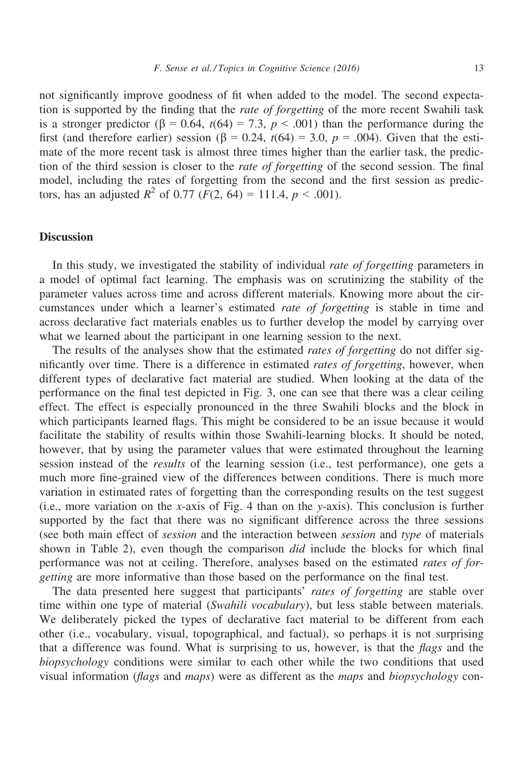not significantly improve goodness of fit when added to the model. The second expectation is supported by the finding that the *rate of forgetting* of the more recent Swahili task is a stronger predictor ($\beta = 0.64$, $t(64) = 7.3$, $p < .001$) than the performance during the first (and therefore earlier) session ($\beta = 0.24$, $t(64) = 3.0$, $p = .004$). Given that the estimate of the more recent task is almost three times higher than the earlier task, the prediction of the third session is closer to the *rate of forgetting* of the second session. The final model, including the rates of forgetting from the second and the first session as predictors, has an adjusted $R^2$ of 0.77 ($F(2, 64) = 111.4$, $p < .001$).

## Discussion

In this study, we investigated the stability of individual *rate of forgetting* parameters in a model of optimal fact learning. The emphasis was on scrutinizing the stability of the parameter values across time and across different materials. Knowing more about the circumstances under which a learner's estimated *rate of forgetting* is stable in time and across declarative fact materials enables us to further develop the model by carrying over what we learned about the participant in one learning session to the next.

The results of the analyses show that the estimated *rates of forgetting* do not differ significantly over time. There is a difference in estimated *rates of forgetting*, however, when different types of declarative fact material are studied. When looking at the data of the performance on the final test depicted in Fig. 3, one can see that there was a clear ceiling effect. The effect is especially pronounced in the three Swahili blocks and the block in which participants learned flags. This might be considered to be an issue because it would facilitate the stability of results within those Swahili-learning blocks. It should be noted, however, that by using the parameter values that were estimated throughout the learning session instead of the *results* of the learning session (i.e., test performance), one gets a much more fine-grained view of the differences between conditions. There is much more variation in estimated rates of forgetting than the corresponding results on the test suggest (i.e., more variation on the $x$-axis of Fig. 4 than on the $y$-axis). This conclusion is further supported by the fact that there was no significant difference across the three sessions (see both main effect of *session* and the interaction between *session* and *type* of materials shown in Table 2), even though the comparison *did* include the blocks for which final performance was not at ceiling. Therefore, analyses based on the estimated *rates of forgetting* are more informative than those based on the performance on the final test.

The data presented here suggest that participants' *rates of forgetting* are stable over time within one type of material (*Swahili vocabulary*), but less stable between materials. We deliberately picked the types of declarative fact material to be different from each other (i.e., vocabulary, visual, topographical, and factual), so perhaps it is not surprising that a difference was found. What is surprising to us, however, is that the *flags* and the *biopsychology* conditions were similar to each other while the two conditions that used visual information (*flags* and *maps*) were as different as the *maps* and *biopsychology* con-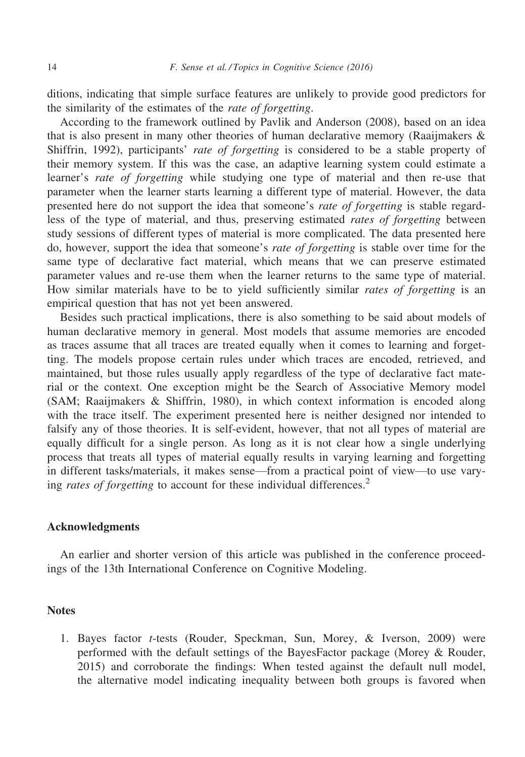ditions, indicating that simple surface features are unlikely to provide good predictors for the similarity of the estimates of the *rate of forgetting*.

According to the framework outlined by Pavlik and Anderson (2008), based on an idea that is also present in many other theories of human declarative memory (Raaijmakers & Shiffrin, 1992), participants' *rate of forgetting* is considered to be a stable property of their memory system. If this was the case, an adaptive learning system could estimate a learner's *rate of forgetting* while studying one type of material and then re-use that parameter when the learner starts learning a different type of material. However, the data presented here do not support the idea that someone's *rate of forgetting* is stable regardless of the type of material, and thus, preserving estimated *rates of forgetting* between study sessions of different types of material is more complicated. The data presented here do, however, support the idea that someone's *rate of forgetting* is stable over time for the same type of declarative fact material, which means that we can preserve estimated parameter values and re-use them when the learner returns to the same type of material. How similar materials have to be to yield sufficiently similar *rates of forgetting* is an empirical question that has not yet been answered.

Besides such practical implications, there is also something to be said about models of human declarative memory in general. Most models that assume memories are encoded as traces assume that all traces are treated equally when it comes to learning and forgetting. The models propose certain rules under which traces are encoded, retrieved, and maintained, but those rules usually apply regardless of the type of declarative fact material or the context. One exception might be the Search of Associative Memory model (SAM; Raaijmakers & Shiffrin, 1980), in which context information is encoded along with the trace itself. The experiment presented here is neither designed nor intended to falsify any of those theories. It is self-evident, however, that not all types of material are equally difficult for a single person. As long as it is not clear how a single underlying process that treats all types of material equally results in varying learning and forgetting in different tasks/materials, it makes sense—from a practical point of view—to use varying *rates of forgetting* to account for these individual differences.[2]

## Acknowledgments

An earlier and shorter version of this article was published in the conference proceedings of the 13th International Conference on Cognitive Modeling.

## Notes

1. Bayes factor *t*-tests (Rouder, Speckman, Sun, Morey, & Iverson, 2009) were performed with the default settings of the BayesFactor package (Morey & Rouder, 2015) and corroborate the findings: When tested against the default null model, the alternative model indicating inequality between both groups is favored when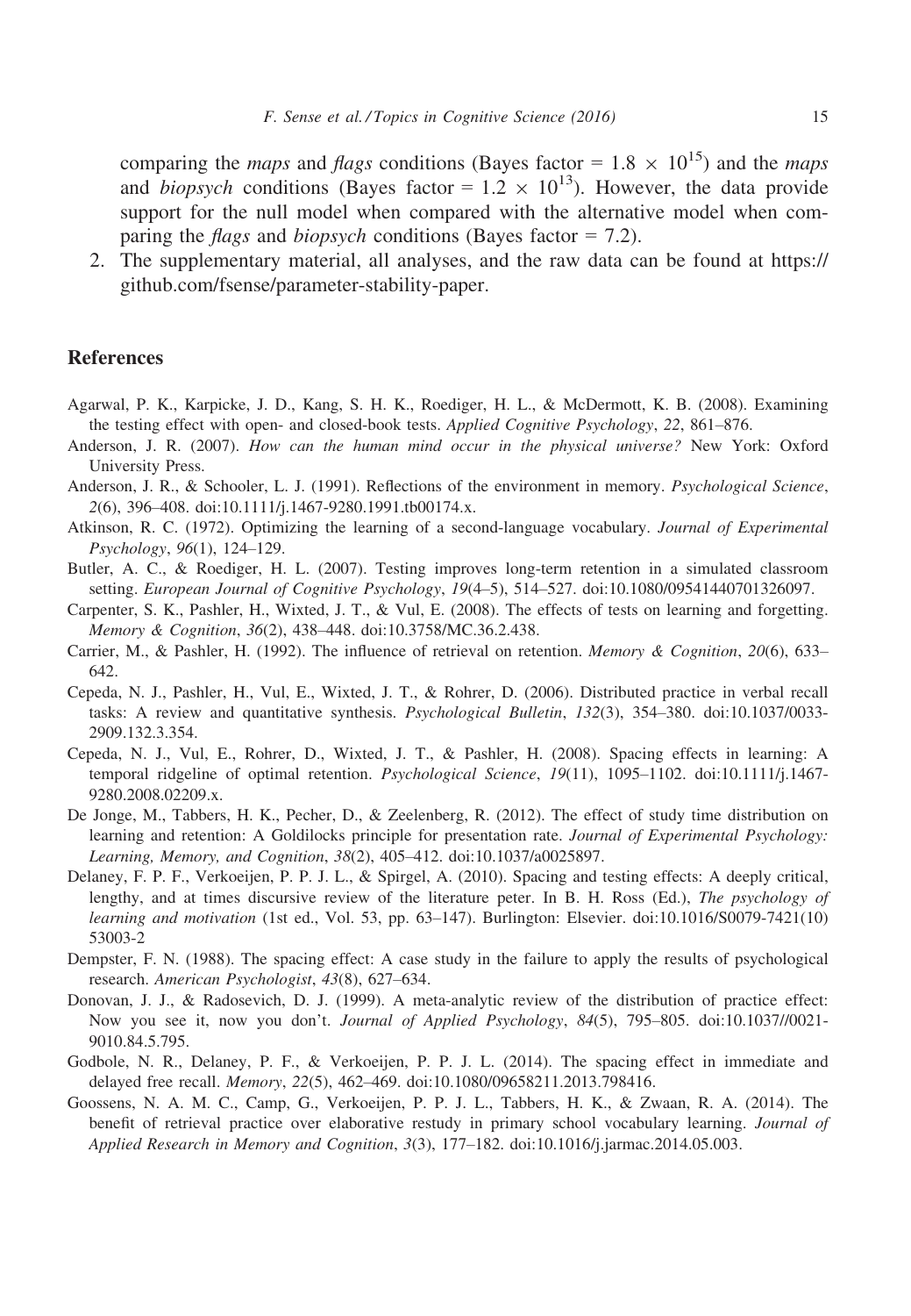comparing the *maps* and *flags* conditions (Bayes factor = $1.8 \times 10^{15}$) and the *maps* and *biopsych* conditions (Bayes factor = $1.2 \times 10^{13}$). However, the data provide support for the null model when compared with the alternative model when comparing the *flags* and *biopsych* conditions (Bayes factor = 7.2).

2. The supplementary material, all analyses, and the raw data can be found at https://github.com/fsense/parameter-stability-paper.

## References

Agarwal, P. K., Karpicke, J. D., Kang, S. H. K., Roediger, H. L., & McDermott, K. B. (2008). Examining the testing effect with open- and closed-book tests. *Applied Cognitive Psychology*, *22*, 861–876.

Anderson, J. R. (2007). *How can the human mind occur in the physical universe?* New York: Oxford University Press.

Anderson, J. R., & Schooler, L. J. (1991). Reflections of the environment in memory. *Psychological Science*, *2*(6), 396–408. doi:10.1111/j.1467-9280.1991.tb00174.x.

Atkinson, R. C. (1972). Optimizing the learning of a second-language vocabulary. *Journal of Experimental Psychology*, *96*(1), 124–129.

Butler, A. C., & Roediger, H. L. (2007). Testing improves long-term retention in a simulated classroom setting. *European Journal of Cognitive Psychology*, *19*(4–5), 514–527. doi:10.1080/09541440701326097.

Carpenter, S. K., Pashler, H., Wixted, J. T., & Vul, E. (2008). The effects of tests on learning and forgetting. *Memory & Cognition*, *36*(2), 438–448. doi:10.3758/MC.36.2.438.

Carrier, M., & Pashler, H. (1992). The influence of retrieval on retention. *Memory & Cognition*, *20*(6), 633–642.

Cepeda, N. J., Pashler, H., Vul, E., Wixted, J. T., & Rohrer, D. (2006). Distributed practice in verbal recall tasks: A review and quantitative synthesis. *Psychological Bulletin*, *132*(3), 354–380. doi:10.1037/0033-2909.132.3.354.

Cepeda, N. J., Vul, E., Rohrer, D., Wixted, J. T., & Pashler, H. (2008). Spacing effects in learning: A temporal ridgeline of optimal retention. *Psychological Science*, *19*(11), 1095–1102. doi:10.1111/j.1467-9280.2008.02209.x.

De Jonge, M., Tabbers, H. K., Pecher, D., & Zeelenberg, R. (2012). The effect of study time distribution on learning and retention: A Goldilocks principle for presentation rate. *Journal of Experimental Psychology: Learning, Memory, and Cognition*, *38*(2), 405–412. doi:10.1037/a0025897.

Delaney, F. P. F., Verkoeijen, P. P. J. L., & Spirgel, A. (2010). Spacing and testing effects: A deeply critical, lengthy, and at times discursive review of the literature peter. In B. H. Ross (Ed.), *The psychology of learning and motivation* (1st ed., Vol. 53, pp. 63–147). Burlington: Elsevier. doi:10.1016/S0079-7421(10)53003-2

Dempster, F. N. (1988). The spacing effect: A case study in the failure to apply the results of psychological research. *American Psychologist*, *43*(8), 627–634.

Donovan, J. J., & Radosevich, D. J. (1999). A meta-analytic review of the distribution of practice effect: Now you see it, now you don't. *Journal of Applied Psychology*, *84*(5), 795–805. doi:10.1037//0021-9010.84.5.795.

Godbole, N. R., Delaney, P. F., & Verkoeijen, P. P. J. L. (2014). The spacing effect in immediate and delayed free recall. *Memory*, *22*(5), 462–469. doi:10.1080/09658211.2013.798416.

Goossens, N. A. M. C., Camp, G., Verkoeijen, P. P. J. L., Tabbers, H. K., & Zwaan, R. A. (2014). The benefit of retrieval practice over elaborative restudy in primary school vocabulary learning. *Journal of Applied Research in Memory and Cognition*, *3*(3), 177–182. doi:10.1016/j.jarmac.2014.05.003.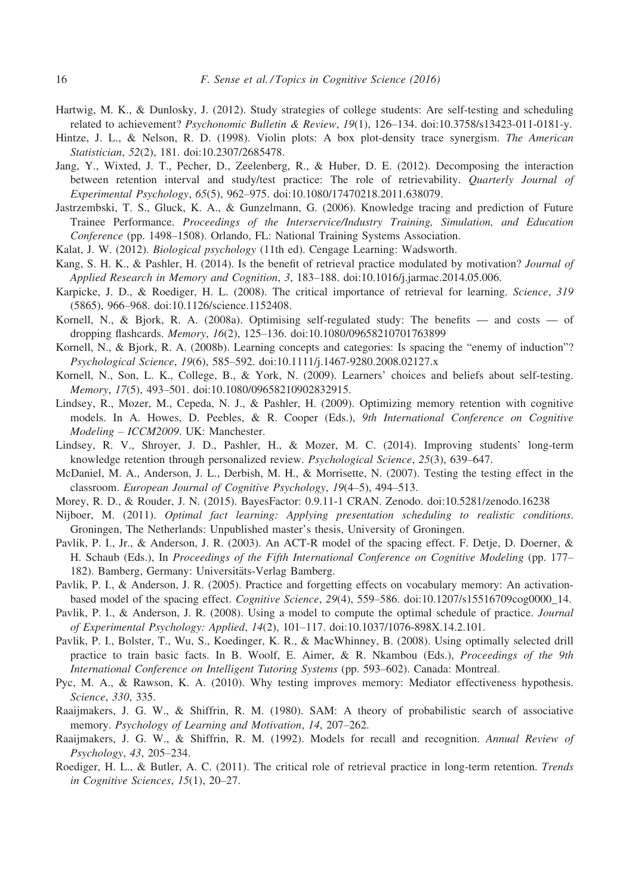Hartwig, M. K., & Dunlosky, J. (2012). Study strategies of college students: Are self-testing and scheduling related to achievement? *Psychonomic Bulletin & Review*, *19*(1), 126–134. doi:10.3758/s13423-011-0181-y.

Hintze, J. L., & Nelson, R. D. (1998). Violin plots: A box plot-density trace synergism. *The American Statistician*, *52*(2), 181. doi:10.2307/2685478.

Jang, Y., Wixted, J. T., Pecher, D., Zeelenberg, R., & Huber, D. E. (2012). Decomposing the interaction between retention interval and study/test practice: The role of retrievability. *Quarterly Journal of Experimental Psychology*, *65*(5), 962–975. doi:10.1080/17470218.2011.638079.

Jastrzembski, T. S., Gluck, K. A., & Gunzelmann, G. (2006). Knowledge tracing and prediction of Future Trainee Performance. *Proceedings of the Interservice/Industry Training, Simulation, and Education Conference* (pp. 1498–1508). Orlando, FL: National Training Systems Association.

Kalat, J. W. (2012). *Biological psychology* (11th ed). Cengage Learning: Wadsworth.

Kang, S. H. K., & Pashler, H. (2014). Is the benefit of retrieval practice modulated by motivation? *Journal of Applied Research in Memory and Cognition*, *3*, 183–188. doi:10.1016/j.jarmac.2014.05.006.

Karpicke, J. D., & Roediger, H. L. (2008). The critical importance of retrieval for learning. *Science*, *319* (5865), 966–968. doi:10.1126/science.1152408.

Kornell, N., & Bjork, R. A. (2008a). Optimising self-regulated study: The benefits — and costs — of dropping flashcards. *Memory*, *16*(2), 125–136. doi:10.1080/09658210701763899

Kornell, N., & Bjork, R. A. (2008b). Learning concepts and categories: Is spacing the "enemy of induction"? *Psychological Science*, *19*(6), 585–592. doi:10.1111/j.1467-9280.2008.02127.x

Kornell, N., Son, L. K., College, B., & York, N. (2009). Learners' choices and beliefs about self-testing. *Memory*, *17*(5), 493–501. doi:10.1080/09658210902832915.

Lindsey, R., Mozer, M., Cepeda, N. J., & Pashler, H. (2009). Optimizing memory retention with cognitive models. In A. Howes, D. Peebles, & R. Cooper (Eds.), *9th International Conference on Cognitive Modeling – ICCM2009*. UK: Manchester.

Lindsey, R. V., Shroyer, J. D., Pashler, H., & Mozer, M. C. (2014). Improving students' long-term knowledge retention through personalized review. *Psychological Science*, *25*(3), 639–647.

McDaniel, M. A., Anderson, J. L., Derbish, M. H., & Morrisette, N. (2007). Testing the testing effect in the classroom. *European Journal of Cognitive Psychology*, *19*(4–5), 494–513.

Morey, R. D., & Rouder, J. N. (2015). BayesFactor: 0.9.11-1 CRAN. Zenodo. doi:10.5281/zenodo.16238

Nijboer, M. (2011). *Optimal fact learning: Applying presentation scheduling to realistic conditions*. Groningen, The Netherlands: Unpublished master's thesis, University of Groningen.

Pavlik, P. I., Jr., & Anderson, J. R. (2003). An ACT-R model of the spacing effect. F. Detje, D. Doerner, & H. Schaub (Eds.), In *Proceedings of the Fifth International Conference on Cognitive Modeling* (pp. 177–182). Bamberg, Germany: Universitäts-Verlag Bamberg.

Pavlik, P. I., & Anderson, J. R. (2005). Practice and forgetting effects on vocabulary memory: An activation-based model of the spacing effect. *Cognitive Science*, *29*(4), 559–586. doi:10.1207/s15516709cog0000_14.

Pavlik, P. I., & Anderson, J. R. (2008). Using a model to compute the optimal schedule of practice. *Journal of Experimental Psychology: Applied*, *14*(2), 101–117. doi:10.1037/1076-898X.14.2.101.

Pavlik, P. I., Bolster, T., Wu, S., Koedinger, K. R., & MacWhinney, B. (2008). Using optimally selected drill practice to train basic facts. In B. Woolf, E. Aimer, & R. Nkambou (Eds.), *Proceedings of the 9th International Conference on Intelligent Tutoring Systems* (pp. 593–602). Canada: Montreal.

Pyc, M. A., & Rawson, K. A. (2010). Why testing improves memory: Mediator effectiveness hypothesis. *Science*, *330*, 335.

Raaijmakers, J. G. W., & Shiffrin, R. M. (1980). SAM: A theory of probabilistic search of associative memory. *Psychology of Learning and Motivation*, *14*, 207–262.

Raaijmakers, J. G. W., & Shiffrin, R. M. (1992). Models for recall and recognition. *Annual Review of Psychology*, *43*, 205–234.

Roediger, H. L., & Butler, A. C. (2011). The critical role of retrieval practice in long-term retention. *Trends in Cognitive Sciences*, *15*(1), 20–27.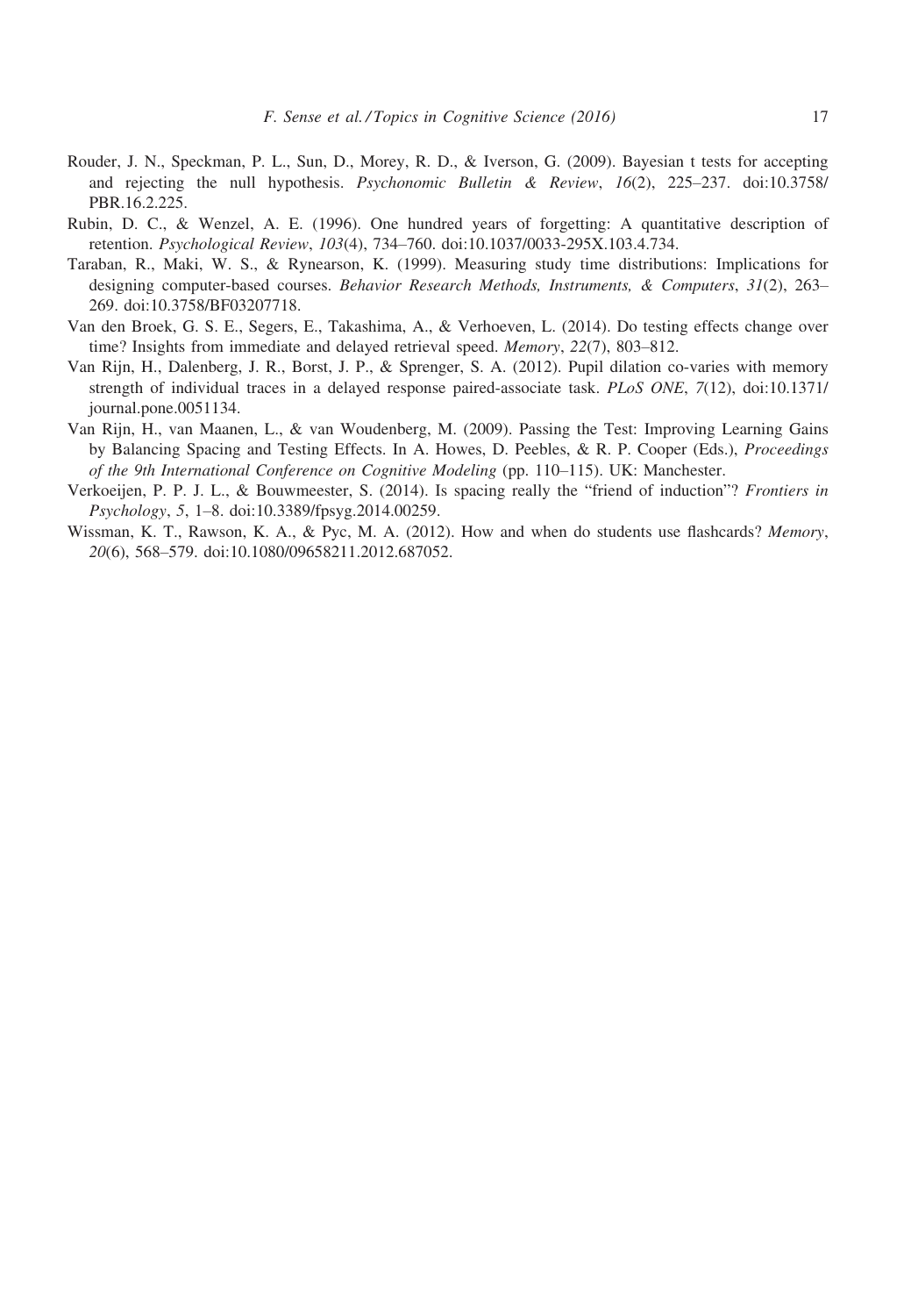Rouder, J. N., Speckman, P. L., Sun, D., Morey, R. D., & Iverson, G. (2009). Bayesian t tests for accepting and rejecting the null hypothesis. *Psychonomic Bulletin & Review*, *16*(2), 225–237. doi:10.3758/PBR.16.2.225.

Rubin, D. C., & Wenzel, A. E. (1996). One hundred years of forgetting: A quantitative description of retention. *Psychological Review*, *103*(4), 734–760. doi:10.1037/0033-295X.103.4.734.

Taraban, R., Maki, W. S., & Rynearson, K. (1999). Measuring study time distributions: Implications for designing computer-based courses. *Behavior Research Methods, Instruments, & Computers*, *31*(2), 263–269. doi:10.3758/BF03207718.

Van den Broek, G. S. E., Segers, E., Takashima, A., & Verhoeven, L. (2014). Do testing effects change over time? Insights from immediate and delayed retrieval speed. *Memory*, *22*(7), 803–812.

Van Rijn, H., Dalenberg, J. R., Borst, J. P., & Sprenger, S. A. (2012). Pupil dilation co-varies with memory strength of individual traces in a delayed response paired-associate task. *PLoS ONE*, *7*(12), doi:10.1371/journal.pone.0051134.

Van Rijn, H., van Maanen, L., & van Woudenberg, M. (2009). Passing the Test: Improving Learning Gains by Balancing Spacing and Testing Effects. In A. Howes, D. Peebles, & R. P. Cooper (Eds.), *Proceedings of the 9th International Conference on Cognitive Modeling* (pp. 110–115). UK: Manchester.

Verkoeijen, P. P. J. L., & Bouwmeester, S. (2014). Is spacing really the "friend of induction"? *Frontiers in Psychology*, *5*, 1–8. doi:10.3389/fpsyg.2014.00259.

Wissman, K. T., Rawson, K. A., & Pyc, M. A. (2012). How and when do students use flashcards? *Memory*, *20*(6), 568–579. doi:10.1080/09658211.2012.687052.